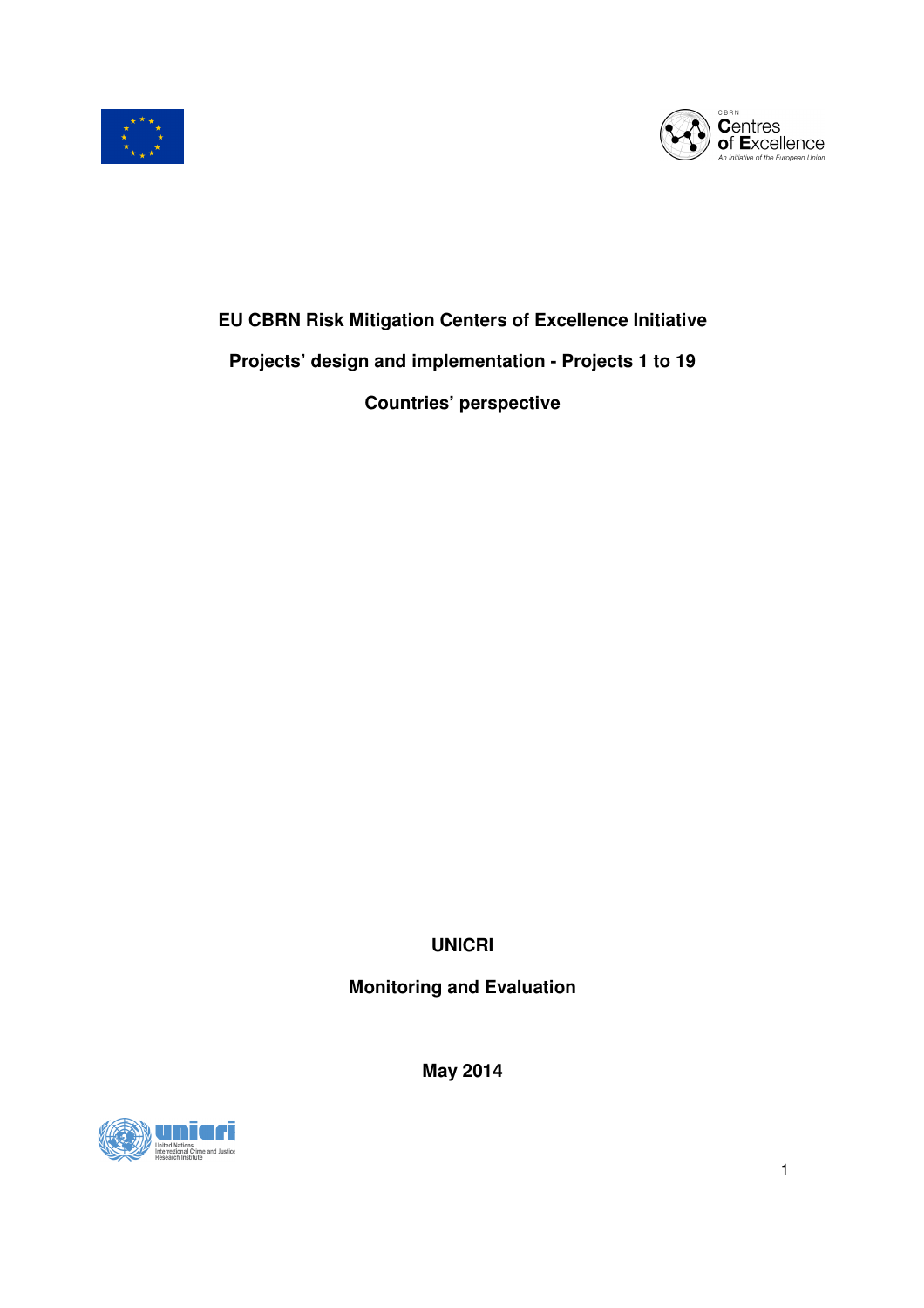# EU CBRN Risk Mitigation Centers of Excellence Initiative

## Projects' design and implementation - Projects 1 to 19

## Countries' perspective

**UNICRI**

**Monitoring and Evaluation**

**May 2014**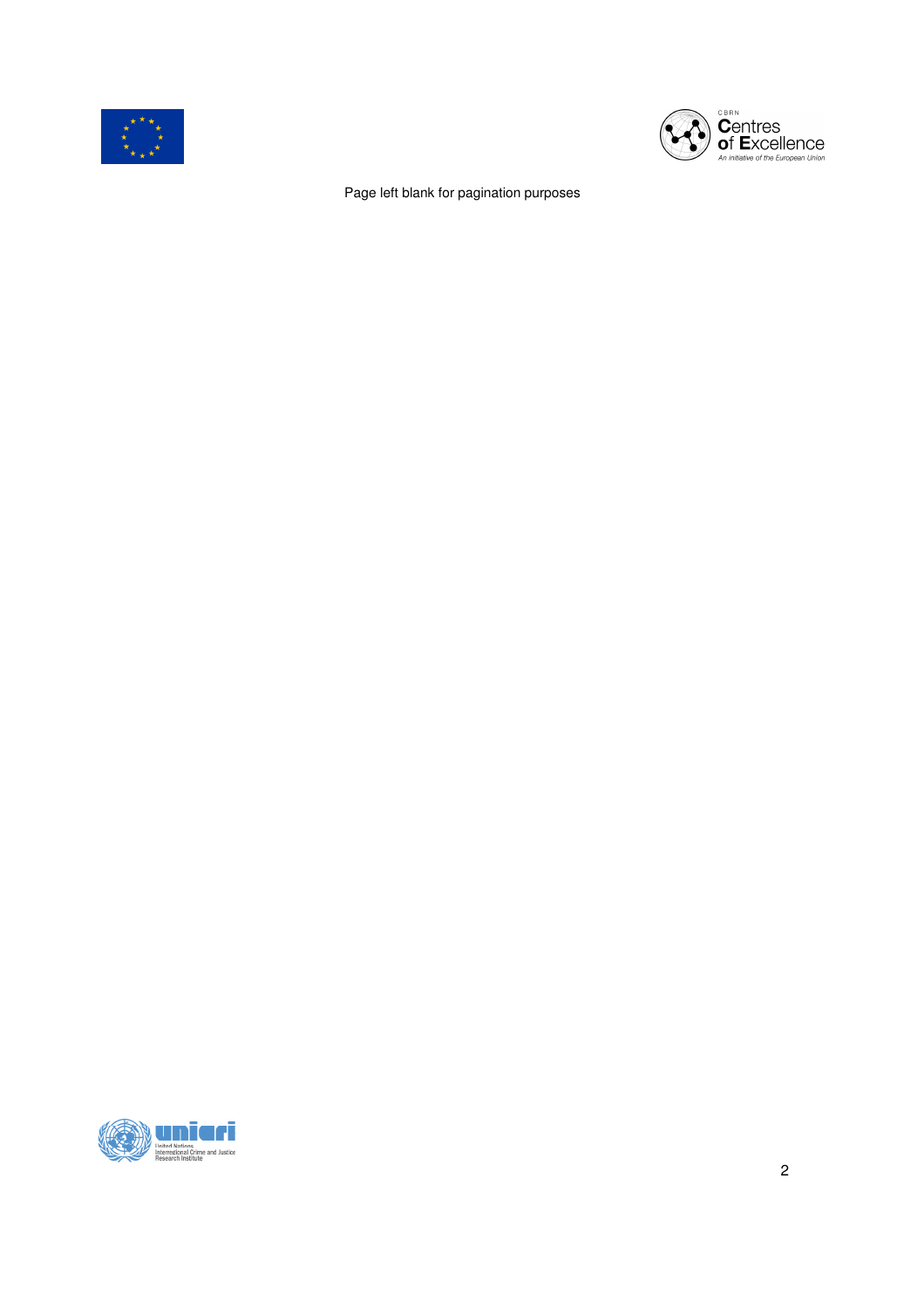Page left blank for pagination purposes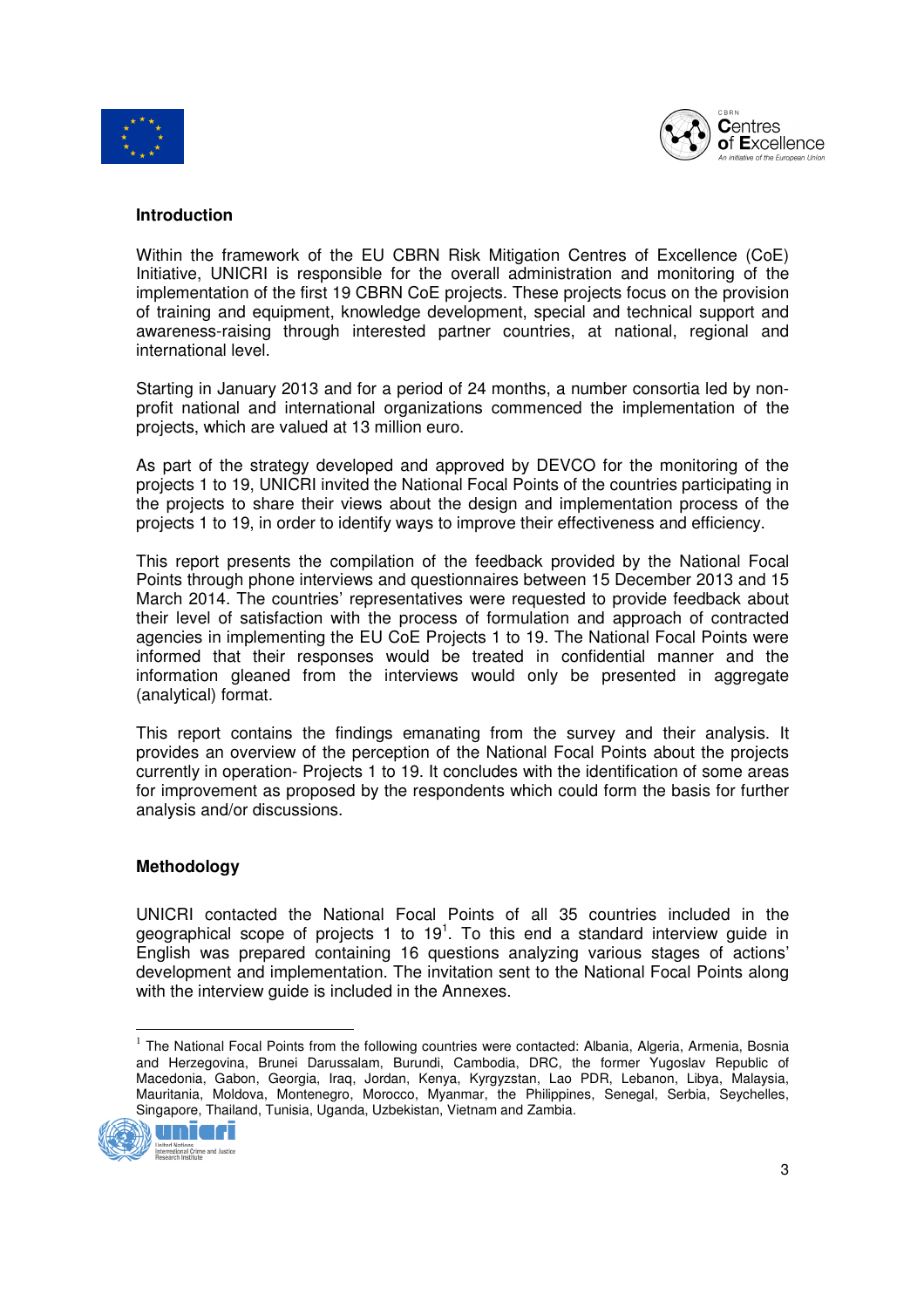## Introduction

Within the framework of the EU CBRN Risk Mitigation Centres of Excellence (CoE) Initiative, UNICRI is responsible for the overall administration and monitoring of the implementation of the first 19 CBRN CoE projects. These projects focus on the provision of training and equipment, knowledge development, special and technical support and awareness-raising through interested partner countries, at national, regional and international level.

Starting in January 2013 and for a period of 24 months, a number consortia led by non-profit national and international organizations commenced the implementation of the projects, which are valued at 13 million euro.

As part of the strategy developed and approved by DEVCO for the monitoring of the projects 1 to 19, UNICRI invited the National Focal Points of the countries participating in the projects to share their views about the design and implementation process of the projects 1 to 19, in order to identify ways to improve their effectiveness and efficiency.

This report presents the compilation of the feedback provided by the National Focal Points through phone interviews and questionnaires between 15 December 2013 and 15 March 2014. The countries' representatives were requested to provide feedback about their level of satisfaction with the process of formulation and approach of contracted agencies in implementing the EU CoE Projects 1 to 19. The National Focal Points were informed that their responses would be treated in confidential manner and the information gleaned from the interviews would only be presented in aggregate (analytical) format.

This report contains the findings emanating from the survey and their analysis. It provides an overview of the perception of the National Focal Points about the projects currently in operation- Projects 1 to 19. It concludes with the identification of some areas for improvement as proposed by the respondents which could form the basis for further analysis and/or discussions.

## Methodology

UNICRI contacted the National Focal Points of all 35 countries included in the geographical scope of projects 1 to 19[1]. To this end a standard interview guide in English was prepared containing 16 questions analyzing various stages of actions' development and implementation. The invitation sent to the National Focal Points along with the interview guide is included in the Annexes.

[1] The National Focal Points from the following countries were contacted: Albania, Algeria, Armenia, Bosnia and Herzegovina, Brunei Darussalam, Burundi, Cambodia, DRC, the former Yugoslav Republic of Macedonia, Gabon, Georgia, Iraq, Jordan, Kenya, Kyrgyzstan, Lao PDR, Lebanon, Libya, Malaysia, Mauritania, Moldova, Montenegro, Morocco, Myanmar, the Philippines, Senegal, Serbia, Seychelles, Singapore, Thailand, Tunisia, Uganda, Uzbekistan, Vietnam and Zambia.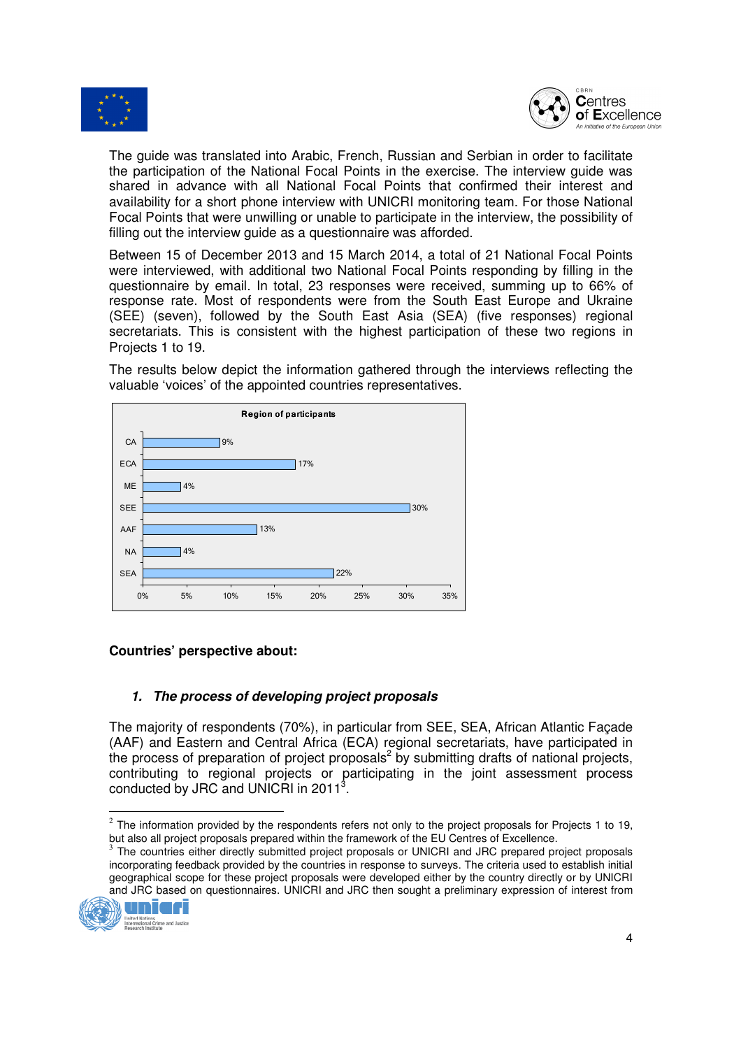The guide was translated into Arabic, French, Russian and Serbian in order to facilitate the participation of the National Focal Points in the exercise. The interview guide was shared in advance with all National Focal Points that confirmed their interest and availability for a short phone interview with UNICRI monitoring team. For those National Focal Points that were unwilling or unable to participate in the interview, the possibility of filling out the interview guide as a questionnaire was afforded.

Between 15 of December 2013 and 15 March 2014, a total of 21 National Focal Points were interviewed, with additional two National Focal Points responding by filling in the questionnaire by email. In total, 23 responses were received, summing up to 66% of response rate. Most of respondents were from the South East Europe and Ukraine (SEE) (seven), followed by the South East Asia (SEA) (five responses) regional secretariats. This is consistent with the highest participation of these two regions in Projects 1 to 19.

The results below depict the information gathered through the interviews reflecting the valuable 'voices' of the appointed countries representatives.

**Region of participants**

| Region | Share |
|---|---|
| CA | 9% |
| ECA | 17% |
| ME | 4% |
| SEE | 30% |
| AAF | 13% |
| NA | 4% |
| SEA | 22% |

**Countries' perspective about:**

### 1. *The process of developing project proposals*

The majority of respondents (70%), in particular from SEE, SEA, African Atlantic Façade (AAF) and Eastern and Central Africa (ECA) regional secretariats, have participated in the process of preparation of project proposals[2] by submitting drafts of national projects, contributing to regional projects or participating in the joint assessment process conducted by JRC and UNICRI in 2011[3].

[2] The information provided by the respondents refers not only to the project proposals for Projects 1 to 19, but also all project proposals prepared within the framework of the EU Centres of Excellence.

[3] The countries either directly submitted project proposals or UNICRI and JRC prepared project proposals incorporating feedback provided by the countries in response to surveys. The criteria used to establish initial geographical scope for these project proposals were developed either by the country directly or by UNICRI and JRC based on questionnaires. UNICRI and JRC then sought a preliminary expression of interest from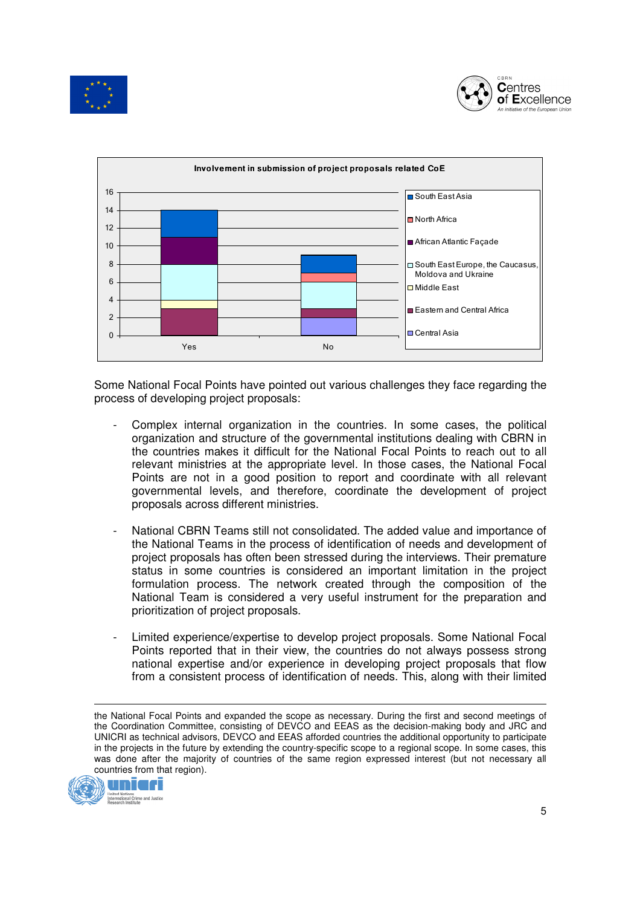**Involvement in submission of project proposals related CoE**

| Region | Yes | No |
|---|---|---|
| South East Asia | 3 | 2 |
| North Africa | 0 | 1 |
| African Atlantic Façade | 3 | 0 |
| South East Europe, the Caucasus, Moldova and Ukraine | 4 | 3 |
| Middle East | 1 | 0 |
| Eastern and Central Africa | 3 | 1 |
| Central Asia | 0 | 2 |

Some National Focal Points have pointed out various challenges they face regarding the process of developing project proposals:

- Complex internal organization in the countries. In some cases, the political organization and structure of the governmental institutions dealing with CBRN in the countries makes it difficult for the National Focal Points to reach out to all relevant ministries at the appropriate level. In those cases, the National Focal Points are not in a good position to report and coordinate with all relevant governmental levels, and therefore, coordinate the development of project proposals across different ministries.

- National CBRN Teams still not consolidated. The added value and importance of the National Teams in the process of identification of needs and development of project proposals has often been stressed during the interviews. Their premature status in some countries is considered an important limitation in the project formulation process. The network created through the composition of the National Team is considered a very useful instrument for the preparation and prioritization of project proposals.

- Limited experience/expertise to develop project proposals. Some National Focal Points reported that in their view, the countries do not always possess strong national expertise and/or experience in developing project proposals that flow from a consistent process of identification of needs. This, along with their limited

---

the National Focal Points and expanded the scope as necessary. During the first and second meetings of the Coordination Committee, consisting of DEVCO and EEAS as the decision-making body and JRC and UNICRI as technical advisors, DEVCO and EEAS afforded countries the additional opportunity to participate in the projects in the future by extending the country-specific scope to a regional scope. In some cases, this was done after the majority of countries of the same region expressed interest (but not necessary all countries from that region).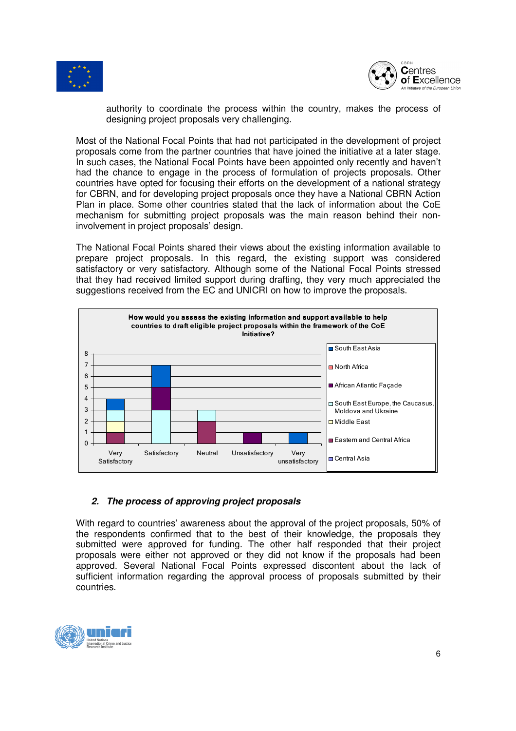authority to coordinate the process within the country, makes the process of designing project proposals very challenging.

Most of the National Focal Points that had not participated in the development of project proposals come from the partner countries that have joined the initiative at a later stage. In such cases, the National Focal Points have been appointed only recently and haven't had the chance to engage in the process of formulation of projects proposals. Other countries have opted for focusing their efforts on the development of a national strategy for CBRN, and for developing project proposals once they have a National CBRN Action Plan in place. Some other countries stated that the lack of information about the CoE mechanism for submitting project proposals was the main reason behind their non-involvement in project proposals' design.

The National Focal Points shared their views about the existing information available to prepare project proposals. In this regard, the existing support was considered satisfactory or very satisfactory. Although some of the National Focal Points stressed that they had received limited support during drafting, they very much appreciated the suggestions received from the EC and UNICRI on how to improve the proposals.

**How would you assess the existing information and support available to help countries to draft eligible project proposals within the framework of the CoE Initiative?**

| | Very Satisfactory | Satisfactory | Neutral | Unsatisfactory | Very unsatisfactory |
|---|---|---|---|---|---|
| South East Asia | 1 | 2 | | | 1 |
| North Africa | | | | | |
| African Atlantic Façade | | 2 | | 1 | |
| South East Europe, the Caucasus, Moldova and Ukraine | 1 | 3 | 1 | | |
| Middle East | 1 | | | | |
| Eastern and Central Africa | 1 | | 2 | | |
| Central Asia | | | | | |

## 2. *The process of approving project proposals*

With regard to countries' awareness about the approval of the project proposals, 50% of the respondents confirmed that to the best of their knowledge, the proposals they submitted were approved for funding. The other half responded that their project proposals were either not approved or they did not know if the proposals had been approved. Several National Focal Points expressed discontent about the lack of sufficient information regarding the approval process of proposals submitted by their countries.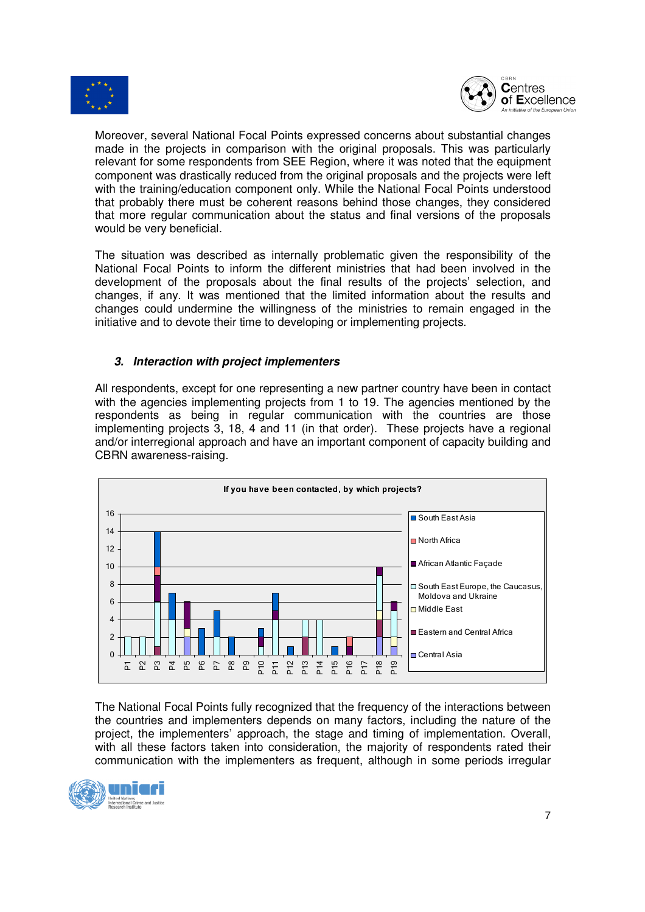Moreover, several National Focal Points expressed concerns about substantial changes made in the projects in comparison with the original proposals. This was particularly relevant for some respondents from SEE Region, where it was noted that the equipment component was drastically reduced from the original proposals and the projects were left with the training/education component only. While the National Focal Points understood that probably there must be coherent reasons behind those changes, they considered that more regular communication about the status and final versions of the proposals would be very beneficial.

The situation was described as internally problematic given the responsibility of the National Focal Points to inform the different ministries that had been involved in the development of the proposals about the final results of the projects' selection, and changes, if any. It was mentioned that the limited information about the results and changes could undermine the willingness of the ministries to remain engaged in the initiative and to devote their time to developing or implementing projects.

### *3. Interaction with project implementers*

All respondents, except for one representing a new partner country have been in contact with the agencies implementing projects from 1 to 19. The agencies mentioned by the respondents as being in regular communication with the countries are those implementing projects 3, 18, 4 and 11 (in that order). These projects have a regional and/or interregional approach and have an important component of capacity building and CBRN awareness-raising.

**If you have been contacted, by which projects?**

Legend: South East Asia; North Africa; African Atlantic Façade; South East Europe, the Caucasus, Moldova and Ukraine; Middle East; Eastern and Central Africa; Central Asia

The National Focal Points fully recognized that the frequency of the interactions between the countries and implementers depends on many factors, including the nature of the project, the implementers' approach, the stage and timing of implementation. Overall, with all these factors taken into consideration, the majority of respondents rated their communication with the implementers as frequent, although in some periods irregular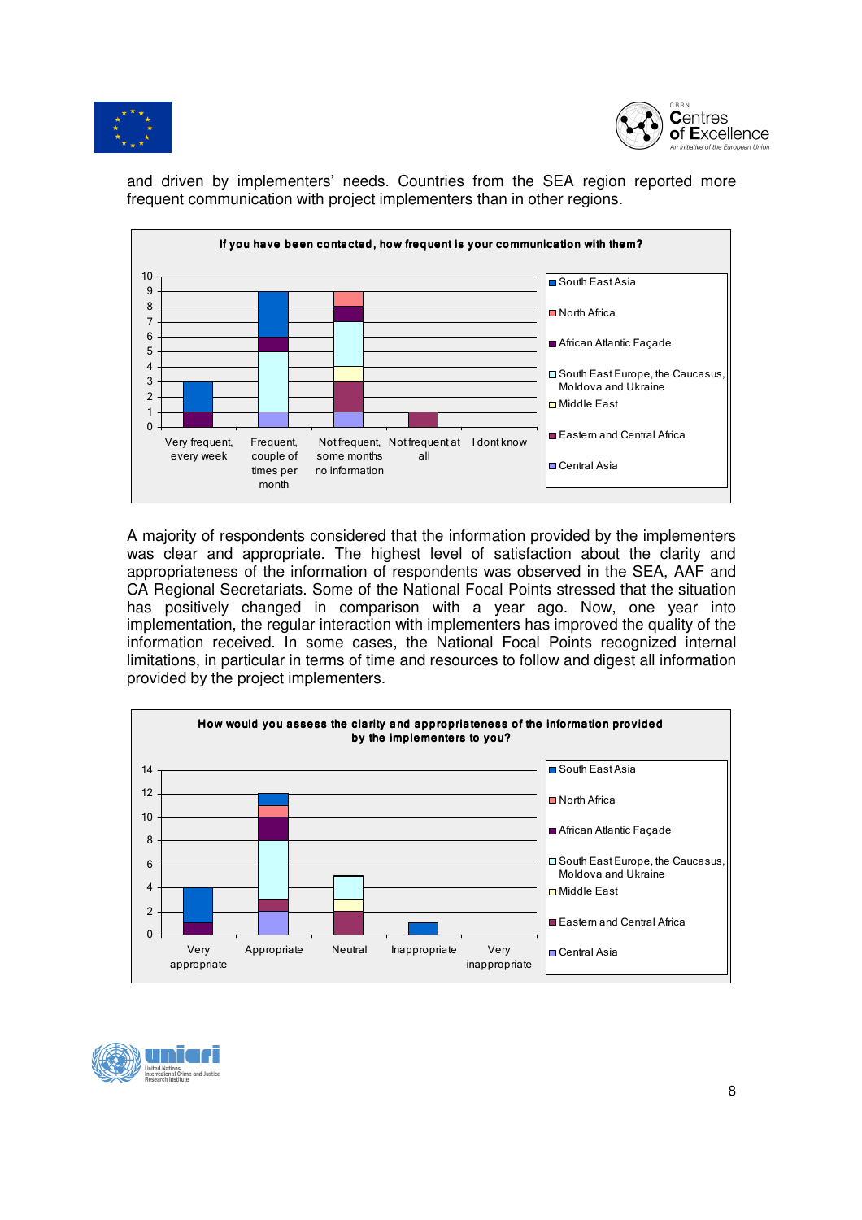and driven by implementers' needs. Countries from the SEA region reported more frequent communication with project implementers than in other regions.

**If you have been contacted, how frequent is your communication with them?**

| | South East Asia | North Africa | African Atlantic Façade | South East Europe, the Caucasus, Moldova and Ukraine | Middle East | Eastern and Central Africa | Central Asia |
|---|---|---|---|---|---|---|---|
| Very frequent, every week | 2 | | 1 | | | | |
| Frequent, couple of times per month | 3 | | 1 | 4 | | | 1 |
| Not frequent, some months no information | | 1 | 1 | 3 | 1 | 2 | 1 |
| Not frequent at all | | | | | | 1 | |
| I dont know | | | | | | | |

A majority of respondents considered that the information provided by the implementers was clear and appropriate. The highest level of satisfaction about the clarity and appropriateness of the information of respondents was observed in the SEA, AAF and CA Regional Secretariats. Some of the National Focal Points stressed that the situation has positively changed in comparison with a year ago. Now, one year into implementation, the regular interaction with implementers has improved the quality of the information received. In some cases, the National Focal Points recognized internal limitations, in particular in terms of time and resources to follow and digest all information provided by the project implementers.

**How would you assess the clarity and appropriateness of the information provided by the implementers to you?**

| | South East Asia | North Africa | African Atlantic Façade | South East Europe, the Caucasus, Moldova and Ukraine | Middle East | Eastern and Central Africa | Central Asia |
|---|---|---|---|---|---|---|---|
| Very appropriate | 3 | | 1 | | | | |
| Appropriate | 1 | 1 | 2 | 5 | | 1 | 2 |
| Neutral | | | | 2 | 1 | 2 | |
| Inappropriate | 1 | | | | | | |
| Very inappropriate | | | | | | | |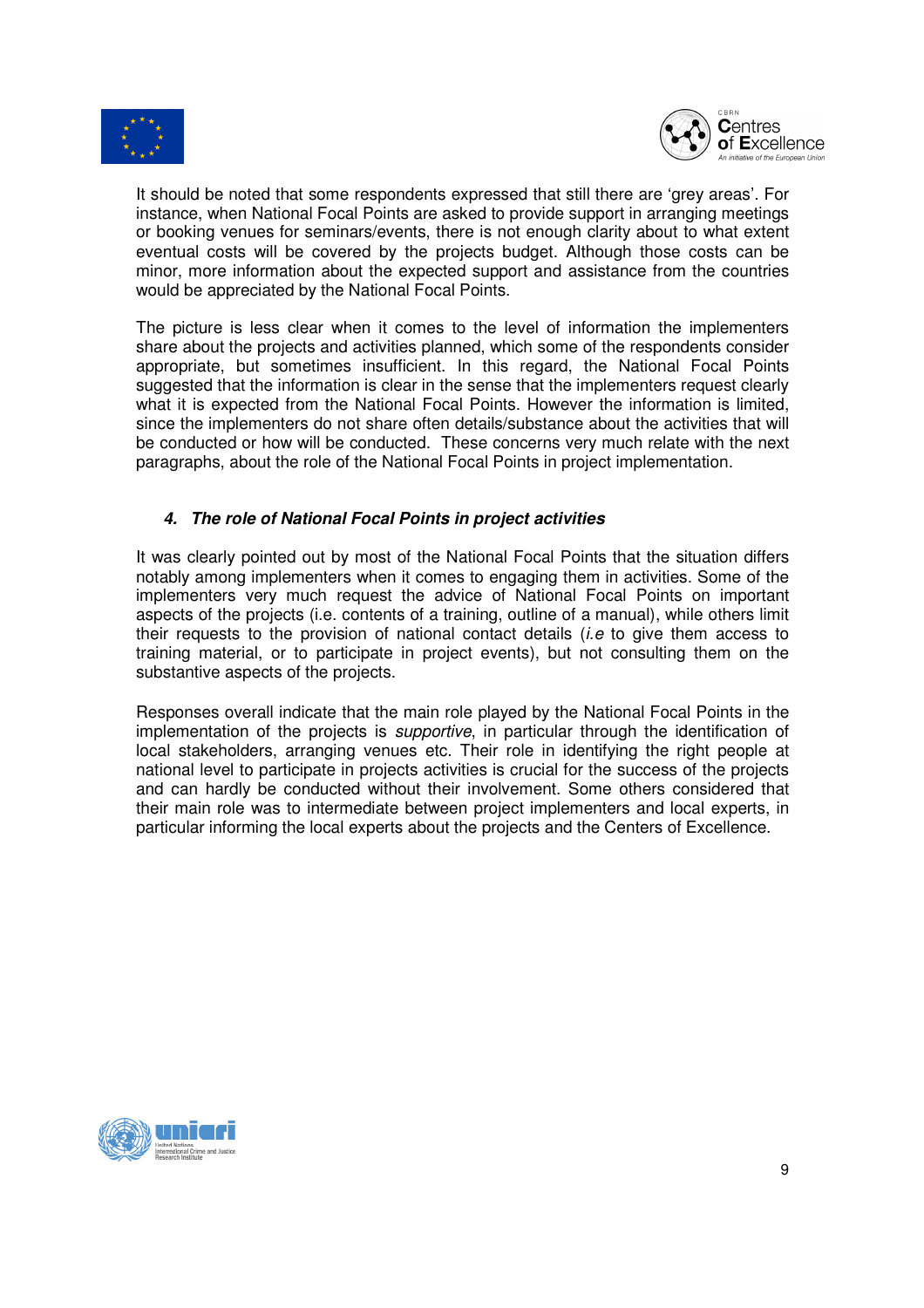It should be noted that some respondents expressed that still there are 'grey areas'. For instance, when National Focal Points are asked to provide support in arranging meetings or booking venues for seminars/events, there is not enough clarity about to what extent eventual costs will be covered by the projects budget. Although those costs can be minor, more information about the expected support and assistance from the countries would be appreciated by the National Focal Points.

The picture is less clear when it comes to the level of information the implementers share about the projects and activities planned, which some of the respondents consider appropriate, but sometimes insufficient. In this regard, the National Focal Points suggested that the information is clear in the sense that the implementers request clearly what it is expected from the National Focal Points. However the information is limited, since the implementers do not share often details/substance about the activities that will be conducted or how will be conducted. These concerns very much relate with the next paragraphs, about the role of the National Focal Points in project implementation.

### *4. The role of National Focal Points in project activities*

It was clearly pointed out by most of the National Focal Points that the situation differs notably among implementers when it comes to engaging them in activities. Some of the implementers very much request the advice of National Focal Points on important aspects of the projects (i.e. contents of a training, outline of a manual), while others limit their requests to the provision of national contact details (*i.e* to give them access to training material, or to participate in project events), but not consulting them on the substantive aspects of the projects.

Responses overall indicate that the main role played by the National Focal Points in the implementation of the projects is *supportive*, in particular through the identification of local stakeholders, arranging venues etc. Their role in identifying the right people at national level to participate in projects activities is crucial for the success of the projects and can hardly be conducted without their involvement. Some others considered that their main role was to intermediate between project implementers and local experts, in particular informing the local experts about the projects and the Centers of Excellence.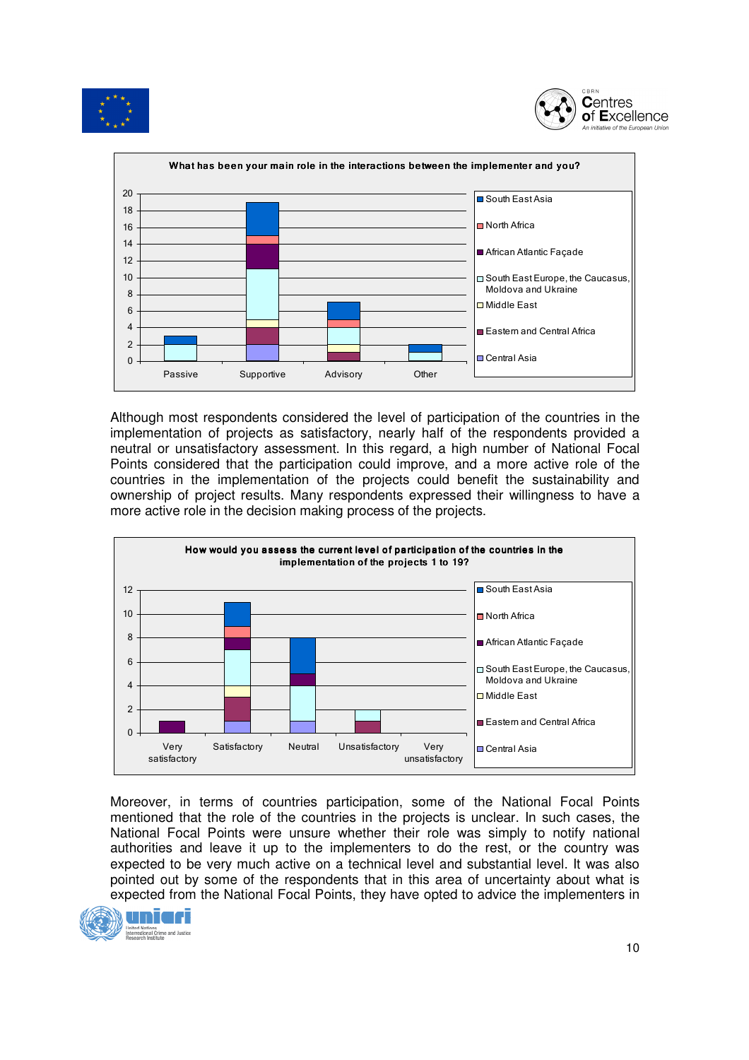**What has been your main role in the interactions between the implementer and you?**

Although most respondents considered the level of participation of the countries in the implementation of projects as satisfactory, nearly half of the respondents provided a neutral or unsatisfactory assessment. In this regard, a high number of National Focal Points considered that the participation could improve, and a more active role of the countries in the implementation of the projects could benefit the sustainability and ownership of project results. Many respondents expressed their willingness to have a more active role in the decision making process of the projects.

**How would you assess the current level of participation of the countries in the implementation of the projects 1 to 19?**

Moreover, in terms of countries participation, some of the National Focal Points mentioned that the role of the countries in the projects is unclear. In such cases, the National Focal Points were unsure whether their role was simply to notify national authorities and leave it up to the implementers to do the rest, or the country was expected to be very much active on a technical level and substantial level. It was also pointed out by some of the respondents that in this area of uncertainty about what is expected from the National Focal Points, they have opted to advice the implementers in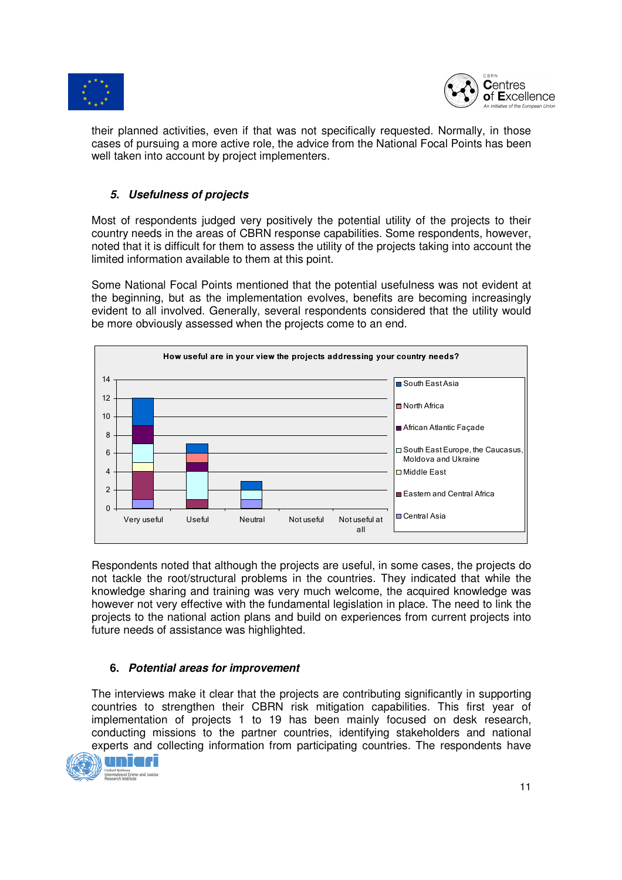their planned activities, even if that was not specifically requested. Normally, in those cases of pursuing a more active role, the advice from the National Focal Points has been well taken into account by project implementers.

### *5. Usefulness of projects*

Most of respondents judged very positively the potential utility of the projects to their country needs in the areas of CBRN response capabilities. Some respondents, however, noted that it is difficult for them to assess the utility of the projects taking into account the limited information available to them at this point.

Some National Focal Points mentioned that the potential usefulness was not evident at the beginning, but as the implementation evolves, benefits are becoming increasingly evident to all involved. Generally, several respondents considered that the utility would be more obviously assessed when the projects come to an end.

**How useful are in your view the projects addressing your country needs?**

| | Very useful | Useful | Neutral | Not useful | Not useful at all |
|---|---|---|---|---|---|
| Central Asia | 1 | 0 | 1 | 0 | 0 |
| Eastern and Central Africa | 3 | 1 | 0 | 0 | 0 |
| Middle East | 1 | 0 | 0 | 0 | 0 |
| South East Europe, the Caucasus, Moldova and Ukraine | 2 | 3 | 1 | 0 | 0 |
| African Atlantic Façade | 2 | 1 | 0 | 0 | 0 |
| North Africa | 0 | 1 | 0 | 0 | 0 |
| South East Asia | 3 | 1 | 1 | 0 | 0 |

Respondents noted that although the projects are useful, in some cases, the projects do not tackle the root/structural problems in the countries. They indicated that while the knowledge sharing and training was very much welcome, the acquired knowledge was however not very effective with the fundamental legislation in place. The need to link the projects to the national action plans and build on experiences from current projects into future needs of assistance was highlighted.

### 6. *Potential areas for improvement*

The interviews make it clear that the projects are contributing significantly in supporting countries to strengthen their CBRN risk mitigation capabilities. This first year of implementation of projects 1 to 19 has been mainly focused on desk research, conducting missions to the partner countries, identifying stakeholders and national experts and collecting information from participating countries. The respondents have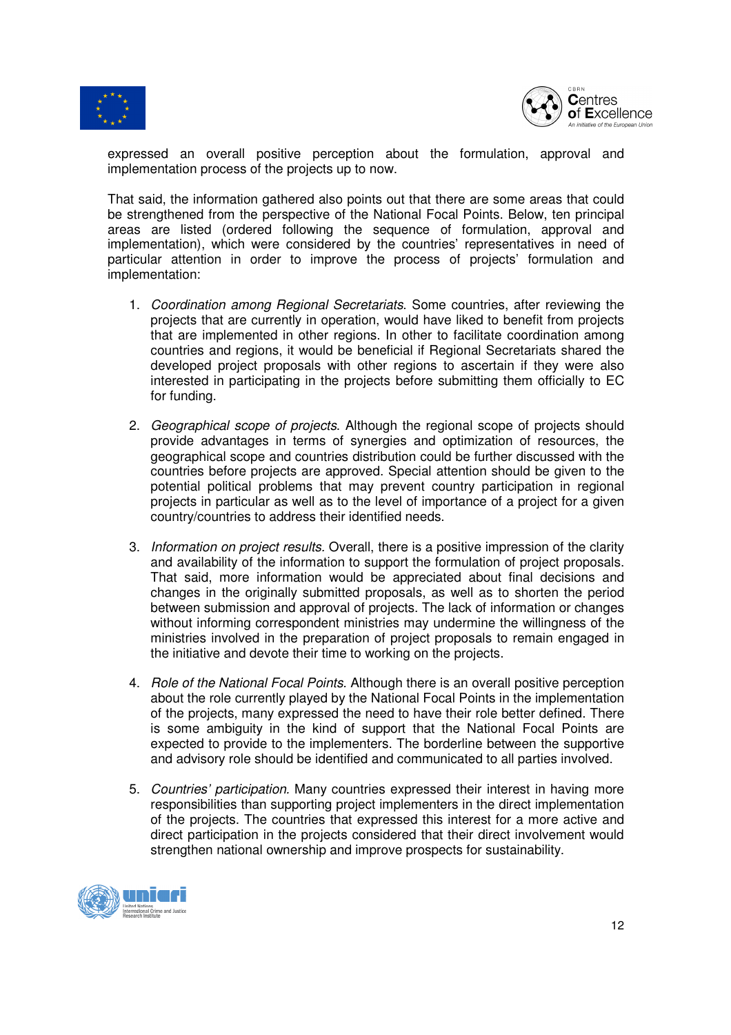expressed an overall positive perception about the formulation, approval and implementation process of the projects up to now.

That said, the information gathered also points out that there are some areas that could be strengthened from the perspective of the National Focal Points. Below, ten principal areas are listed (ordered following the sequence of formulation, approval and implementation), which were considered by the countries' representatives in need of particular attention in order to improve the process of projects' formulation and implementation:

1. *Coordination among Regional Secretariats*. Some countries, after reviewing the projects that are currently in operation, would have liked to benefit from projects that are implemented in other regions. In other to facilitate coordination among countries and regions, it would be beneficial if Regional Secretariats shared the developed project proposals with other regions to ascertain if they were also interested in participating in the projects before submitting them officially to EC for funding.

2. *Geographical scope of projects*. Although the regional scope of projects should provide advantages in terms of synergies and optimization of resources, the geographical scope and countries distribution could be further discussed with the countries before projects are approved. Special attention should be given to the potential political problems that may prevent country participation in regional projects in particular as well as to the level of importance of a project for a given country/countries to address their identified needs.

3. *Information on project results.* Overall, there is a positive impression of the clarity and availability of the information to support the formulation of project proposals. That said, more information would be appreciated about final decisions and changes in the originally submitted proposals, as well as to shorten the period between submission and approval of projects. The lack of information or changes without informing correspondent ministries may undermine the willingness of the ministries involved in the preparation of project proposals to remain engaged in the initiative and devote their time to working on the projects.

4. *Role of the National Focal Points.* Although there is an overall positive perception about the role currently played by the National Focal Points in the implementation of the projects, many expressed the need to have their role better defined. There is some ambiguity in the kind of support that the National Focal Points are expected to provide to the implementers. The borderline between the supportive and advisory role should be identified and communicated to all parties involved.

5. *Countries' participation*. Many countries expressed their interest in having more responsibilities than supporting project implementers in the direct implementation of the projects. The countries that expressed this interest for a more active and direct participation in the projects considered that their direct involvement would strengthen national ownership and improve prospects for sustainability.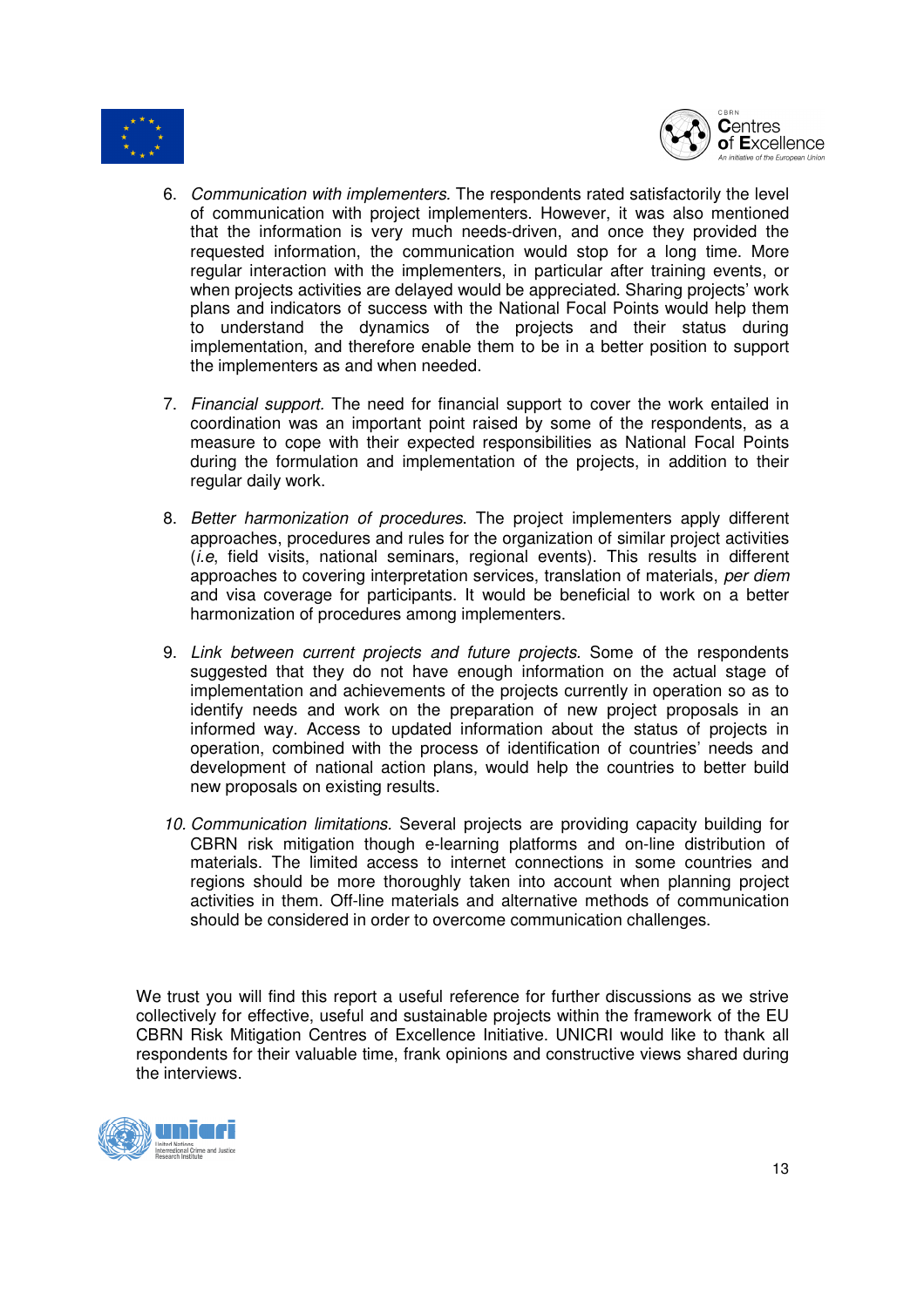6. *Communication with implementers*. The respondents rated satisfactorily the level of communication with project implementers. However, it was also mentioned that the information is very much needs-driven, and once they provided the requested information, the communication would stop for a long time. More regular interaction with the implementers, in particular after training events, or when projects activities are delayed would be appreciated. Sharing projects' work plans and indicators of success with the National Focal Points would help them to understand the dynamics of the projects and their status during implementation, and therefore enable them to be in a better position to support the implementers as and when needed.

7. *Financial support.* The need for financial support to cover the work entailed in coordination was an important point raised by some of the respondents, as a measure to cope with their expected responsibilities as National Focal Points during the formulation and implementation of the projects, in addition to their regular daily work.

8. *Better harmonization of procedures*. The project implementers apply different approaches, procedures and rules for the organization of similar project activities (*i.e*, field visits, national seminars, regional events). This results in different approaches to covering interpretation services, translation of materials, *per diem* and visa coverage for participants. It would be beneficial to work on a better harmonization of procedures among implementers.

9. *Link between current projects and future projects.* Some of the respondents suggested that they do not have enough information on the actual stage of implementation and achievements of the projects currently in operation so as to identify needs and work on the preparation of new project proposals in an informed way. Access to updated information about the status of projects in operation, combined with the process of identification of countries' needs and development of national action plans, would help the countries to better build new proposals on existing results.

10. *Communication limitations.* Several projects are providing capacity building for CBRN risk mitigation though e-learning platforms and on-line distribution of materials. The limited access to internet connections in some countries and regions should be more thoroughly taken into account when planning project activities in them. Off-line materials and alternative methods of communication should be considered in order to overcome communication challenges.

We trust you will find this report a useful reference for further discussions as we strive collectively for effective, useful and sustainable projects within the framework of the EU CBRN Risk Mitigation Centres of Excellence Initiative. UNICRI would like to thank all respondents for their valuable time, frank opinions and constructive views shared during the interviews.